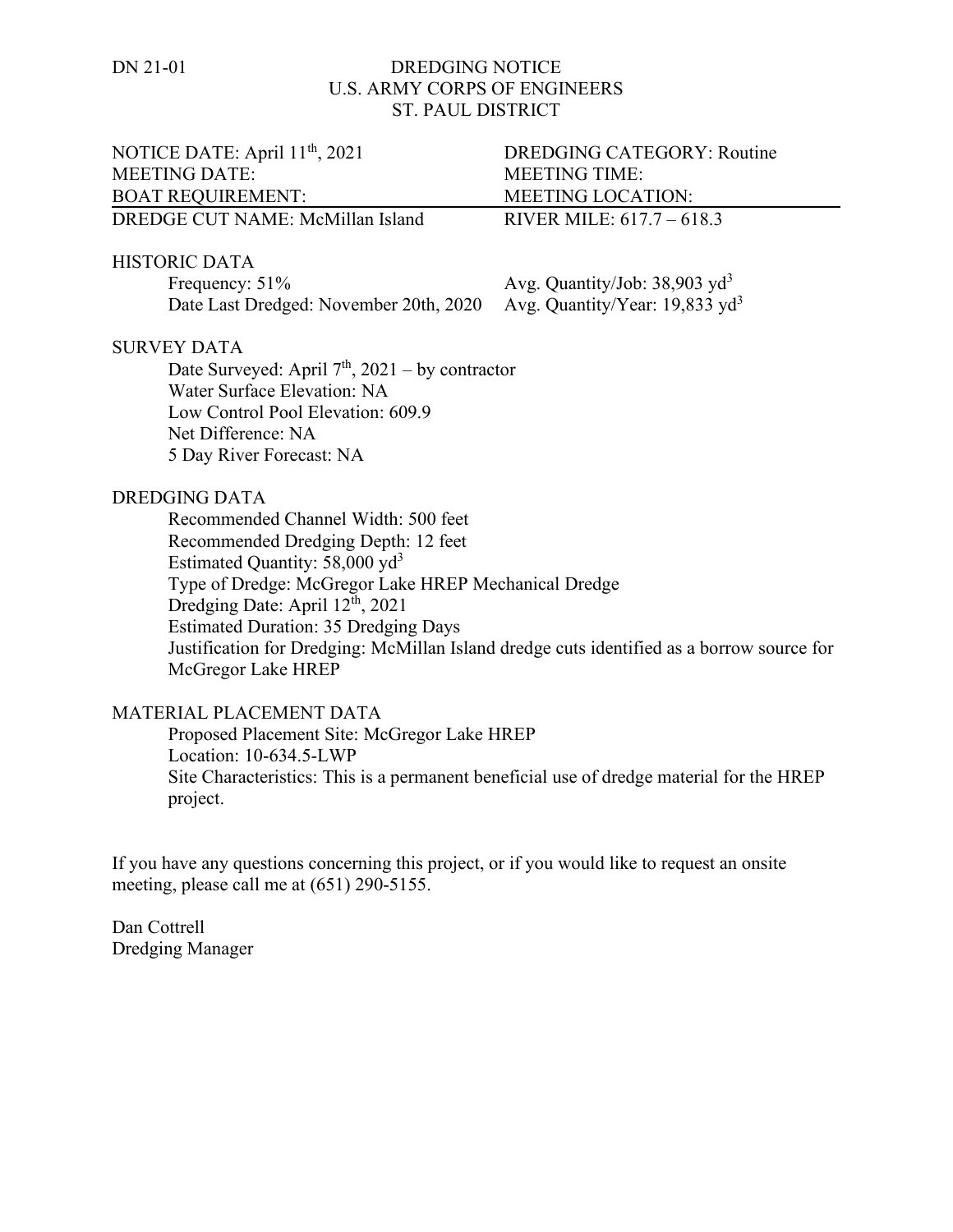DN 21-01

# DREDGING NOTICE
# U.S. ARMY CORPS OF ENGINEERS
# ST. PAUL DISTRICT

| | |
|---|---|
| NOTICE DATE: April 11th, 2021 | DREDGING CATEGORY: Routine |
| MEETING DATE: | MEETING TIME: |
| BOAT REQUIREMENT: | MEETING LOCATION: |
| DREDGE CUT NAME: McMillan Island | RIVER MILE: 617.7 – 618.3 |

## HISTORIC DATA

| | |
|---|---|
| Frequency: 51% | Avg. Quantity/Job: 38,903 $yd^3$ |
| Date Last Dredged: November 20th, 2020 | Avg. Quantity/Year: 19,833 $yd^3$ |

## SURVEY DATA

Date Surveyed: April 7th, 2021 – by contractor
Water Surface Elevation: NA
Low Control Pool Elevation: 609.9
Net Difference: NA
5 Day River Forecast: NA

## DREDGING DATA

Recommended Channel Width: 500 feet
Recommended Dredging Depth: 12 feet
Estimated Quantity: 58,000 $yd^3$
Type of Dredge: McGregor Lake HREP Mechanical Dredge
Dredging Date: April 12th, 2021
Estimated Duration: 35 Dredging Days
Justification for Dredging: McMillan Island dredge cuts identified as a borrow source for McGregor Lake HREP

## MATERIAL PLACEMENT DATA

Proposed Placement Site: McGregor Lake HREP
Location: 10-634.5-LWP
Site Characteristics: This is a permanent beneficial use of dredge material for the HREP project.

If you have any questions concerning this project, or if you would like to request an onsite meeting, please call me at (651) 290-5155.

Dan Cottrell
Dredging Manager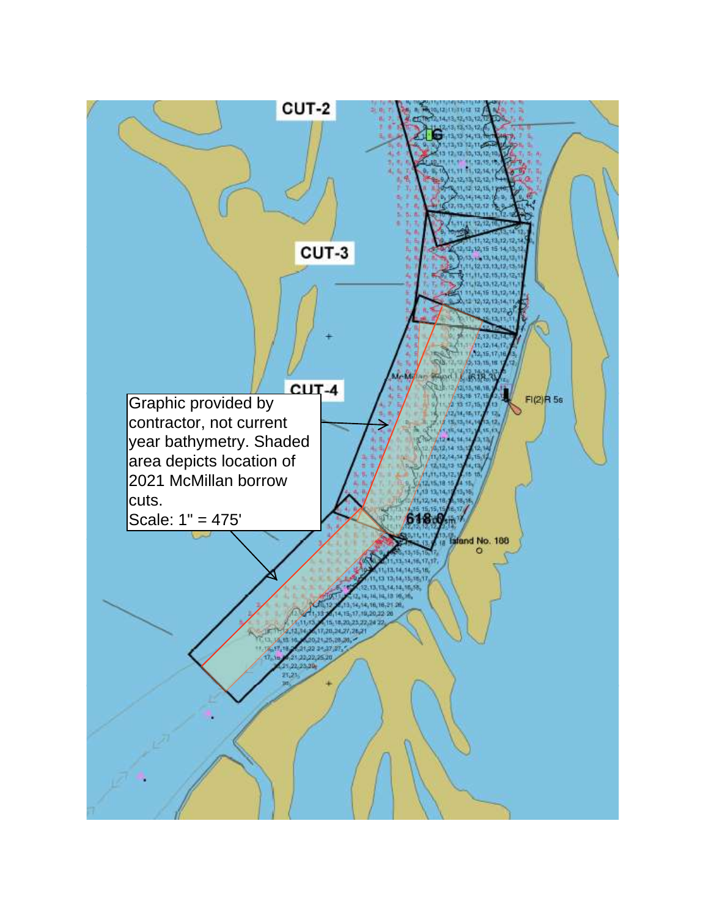CUT-2

CUT-3

CUT-4

Graphic provided by contractor, not current year bathymetry. Shaded area depicts location of 2021 McMillan borrow cuts.
Scale: 1" = 475'

Fl(2)R 5s

618.0

Island No. 188